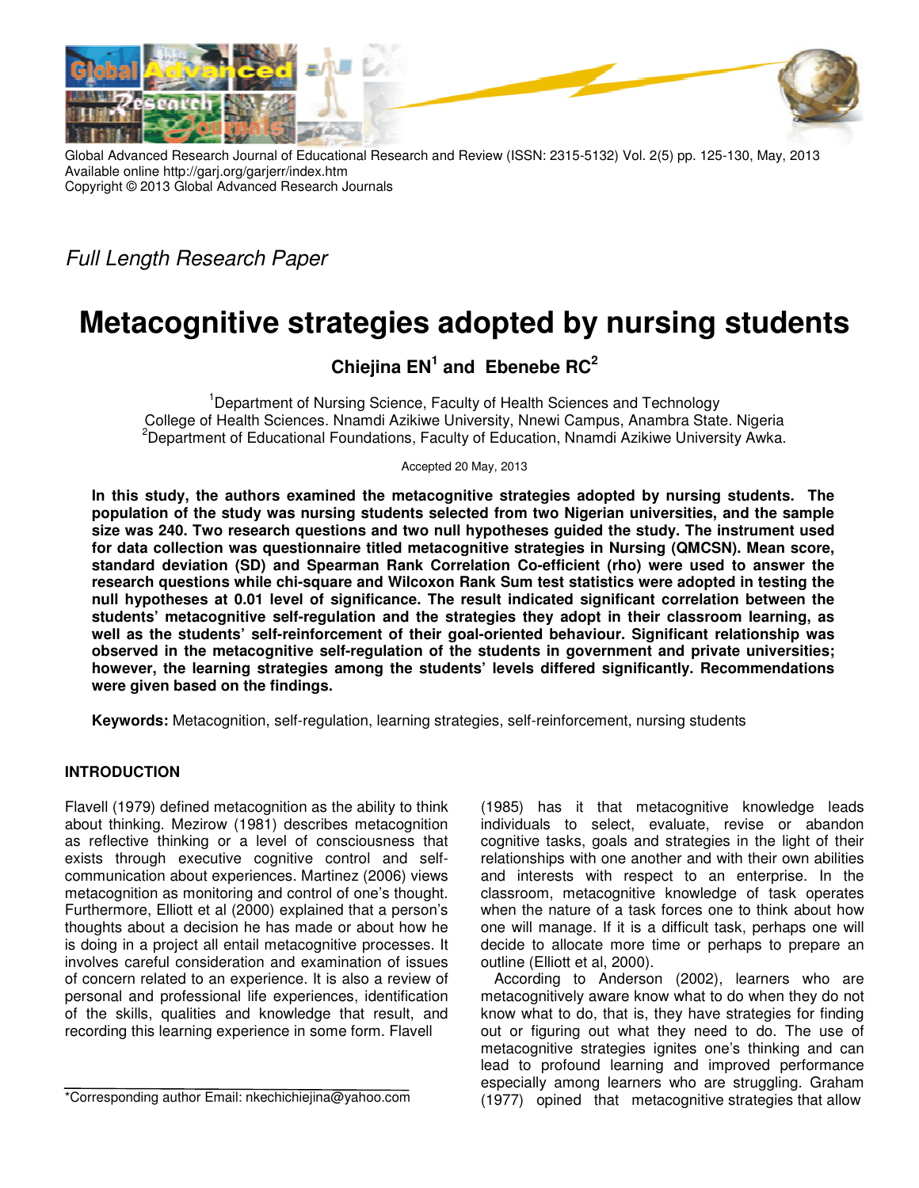Global Advanced Research Journal of Educational Research and Review (ISSN: 2315-5132) Vol. 2(5) pp. 125-130, May, 2013
Available online http://garj.org/garjerr/index.htm
Copyright © 2013 Global Advanced Research Journals

*Full Length Research Paper*

# Metacognitive strategies adopted by nursing students

**Chiejina EN[1] and Ebenebe RC[2]**

[1]Department of Nursing Science, Faculty of Health Sciences and Technology
College of Health Sciences. Nnamdi Azikiwe University, Nnewi Campus, Anambra State. Nigeria
[2]Department of Educational Foundations, Faculty of Education, Nnamdi Azikiwe University Awka.

Accepted 20 May, 2013

**In this study, the authors examined the metacognitive strategies adopted by nursing students. The population of the study was nursing students selected from two Nigerian universities, and the sample size was 240. Two research questions and two null hypotheses guided the study. The instrument used for data collection was questionnaire titled metacognitive strategies in Nursing (QMCSN). Mean score, standard deviation (SD) and Spearman Rank Correlation Co-efficient (rho) were used to answer the research questions while chi-square and Wilcoxon Rank Sum test statistics were adopted in testing the null hypotheses at 0.01 level of significance. The result indicated significant correlation between the students' metacognitive self-regulation and the strategies they adopt in their classroom learning, as well as the students' self-reinforcement of their goal-oriented behaviour. Significant relationship was observed in the metacognitive self-regulation of the students in government and private universities; however, the learning strategies among the students' levels differed significantly. Recommendations were given based on the findings.**

**Keywords:** Metacognition, self-regulation, learning strategies, self-reinforcement, nursing students

## INTRODUCTION

Flavell (1979) defined metacognition as the ability to think about thinking. Mezirow (1981) describes metacognition as reflective thinking or a level of consciousness that exists through executive cognitive control and self-communication about experiences. Martinez (2006) views metacognition as monitoring and control of one's thought. Furthermore, Elliott et al (2000) explained that a person's thoughts about a decision he has made or about how he is doing in a project all entail metacognitive processes. It involves careful consideration and examination of issues of concern related to an experience. It is also a review of personal and professional life experiences, identification of the skills, qualities and knowledge that result, and recording this learning experience in some form. Flavell (1985) has it that metacognitive knowledge leads individuals to select, evaluate, revise or abandon cognitive tasks, goals and strategies in the light of their relationships with one another and with their own abilities and interests with respect to an enterprise. In the classroom, metacognitive knowledge of task operates when the nature of a task forces one to think about how one will manage. If it is a difficult task, perhaps one will decide to allocate more time or perhaps to prepare an outline (Elliott et al, 2000).

According to Anderson (2002), learners who are metacognitively aware know what to do when they do not know what to do, that is, they have strategies for finding out or figuring out what they need to do. The use of metacognitive strategies ignites one's thinking and can lead to profound learning and improved performance especially among learners who are struggling. Graham (1977) opined that metacognitive strategies that allow

*Corresponding author Email: nkechichiejina@yahoo.com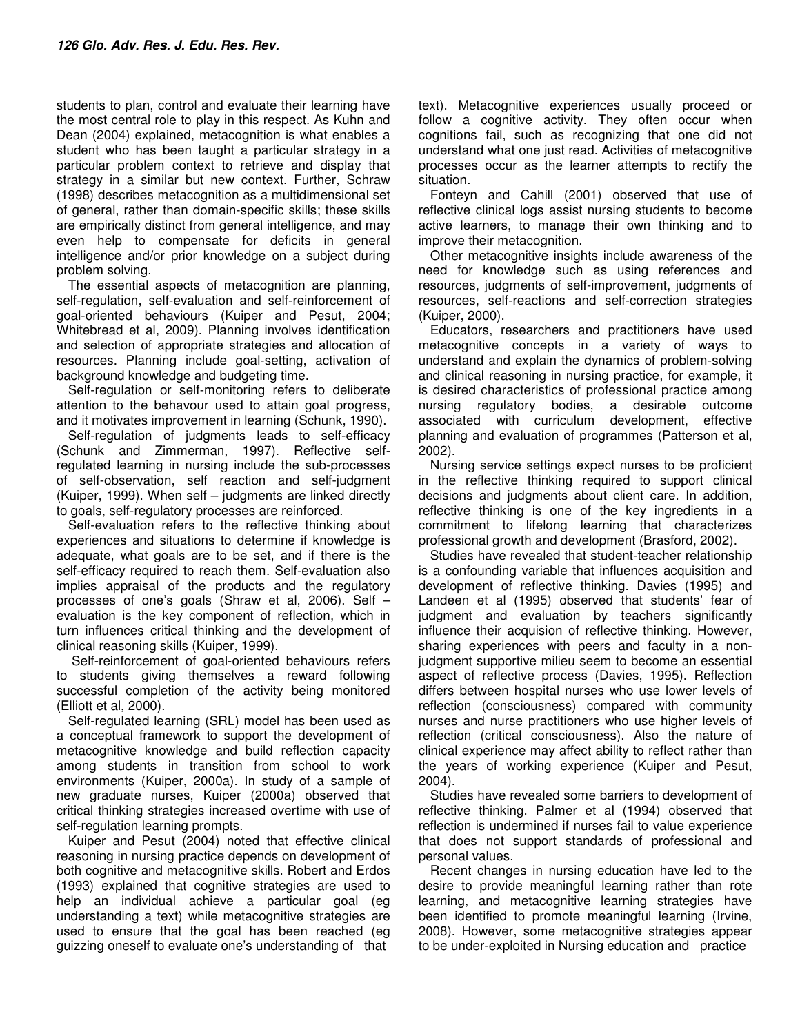students to plan, control and evaluate their learning have the most central role to play in this respect. As Kuhn and Dean (2004) explained, metacognition is what enables a student who has been taught a particular strategy in a particular problem context to retrieve and display that strategy in a similar but new context. Further, Schraw (1998) describes metacognition as a multidimensional set of general, rather than domain-specific skills; these skills are empirically distinct from general intelligence, and may even help to compensate for deficits in general intelligence and/or prior knowledge on a subject during problem solving.

The essential aspects of metacognition are planning, self-regulation, self-evaluation and self-reinforcement of goal-oriented behaviours (Kuiper and Pesut, 2004; Whitebread et al, 2009). Planning involves identification and selection of appropriate strategies and allocation of resources. Planning include goal-setting, activation of background knowledge and budgeting time.

Self-regulation or self-monitoring refers to deliberate attention to the behavour used to attain goal progress, and it motivates improvement in learning (Schunk, 1990).

Self-regulation of judgments leads to self-efficacy (Schunk and Zimmerman, 1997). Reflective self-regulated learning in nursing include the sub-processes of self-observation, self reaction and self-judgment (Kuiper, 1999). When self – judgments are linked directly to goals, self-regulatory processes are reinforced.

Self-evaluation refers to the reflective thinking about experiences and situations to determine if knowledge is adequate, what goals are to be set, and if there is the self-efficacy required to reach them. Self-evaluation also implies appraisal of the products and the regulatory processes of one's goals (Shraw et al, 2006). Self – evaluation is the key component of reflection, which in turn influences critical thinking and the development of clinical reasoning skills (Kuiper, 1999).

Self-reinforcement of goal-oriented behaviours refers to students giving themselves a reward following successful completion of the activity being monitored (Elliott et al, 2000).

Self-regulated learning (SRL) model has been used as a conceptual framework to support the development of metacognitive knowledge and build reflection capacity among students in transition from school to work environments (Kuiper, 2000a). In study of a sample of new graduate nurses, Kuiper (2000a) observed that critical thinking strategies increased overtime with use of self-regulation learning prompts.

Kuiper and Pesut (2004) noted that effective clinical reasoning in nursing practice depends on development of both cognitive and metacognitive skills. Robert and Erdos (1993) explained that cognitive strategies are used to help an individual achieve a particular goal (eg understanding a text) while metacognitive strategies are used to ensure that the goal has been reached (eg quizzing oneself to evaluate one's understanding of that text). Metacognitive experiences usually proceed or follow a cognitive activity. They often occur when cognitions fail, such as recognizing that one did not understand what one just read. Activities of metacognitive processes occur as the learner attempts to rectify the situation.

Fonteyn and Cahill (2001) observed that use of reflective clinical logs assist nursing students to become active learners, to manage their own thinking and to improve their metacognition.

Other metacognitive insights include awareness of the need for knowledge such as using references and resources, judgments of self-improvement, judgments of resources, self-reactions and self-correction strategies (Kuiper, 2000).

Educators, researchers and practitioners have used metacognitive concepts in a variety of ways to understand and explain the dynamics of problem-solving and clinical reasoning in nursing practice, for example, it is desired characteristics of professional practice among nursing regulatory bodies, a desirable outcome associated with curriculum development, effective planning and evaluation of programmes (Patterson et al, 2002).

Nursing service settings expect nurses to be proficient in the reflective thinking required to support clinical decisions and judgments about client care. In addition, reflective thinking is one of the key ingredients in a commitment to lifelong learning that characterizes professional growth and development (Brasford, 2002).

Studies have revealed that student-teacher relationship is a confounding variable that influences acquisition and development of reflective thinking. Davies (1995) and Landeen et al (1995) observed that students' fear of judgment and evaluation by teachers significantly influence their acquision of reflective thinking. However, sharing experiences with peers and faculty in a non-judgment supportive milieu seem to become an essential aspect of reflective process (Davies, 1995). Reflection differs between hospital nurses who use lower levels of reflection (consciousness) compared with community nurses and nurse practitioners who use higher levels of reflection (critical consciousness). Also the nature of clinical experience may affect ability to reflect rather than the years of working experience (Kuiper and Pesut, 2004).

Studies have revealed some barriers to development of reflective thinking. Palmer et al (1994) observed that reflection is undermined if nurses fail to value experience that does not support standards of professional and personal values.

Recent changes in nursing education have led to the desire to provide meaningful learning rather than rote learning, and metacognitive learning strategies have been identified to promote meaningful learning (Irvine, 2008). However, some metacognitive strategies appear to be under-exploited in Nursing education and practice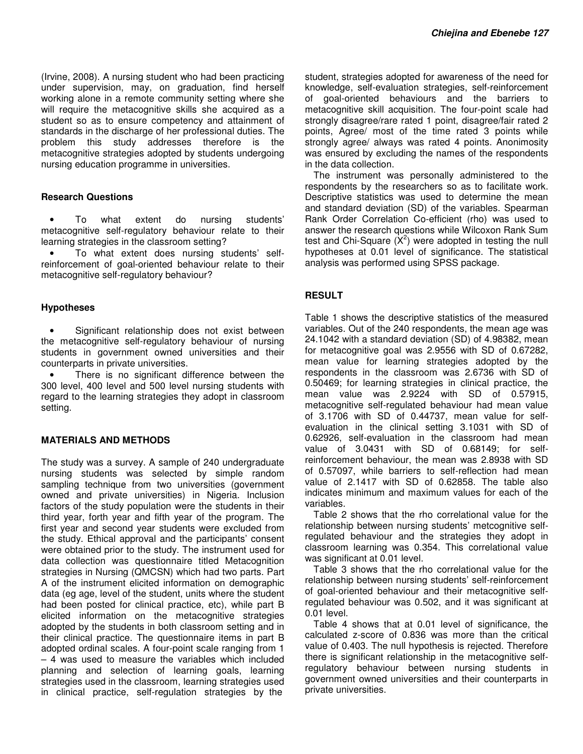(Irvine, 2008). A nursing student who had been practicing under supervision, may, on graduation, find herself working alone in a remote community setting where she will require the metacognitive skills she acquired as a student so as to ensure competency and attainment of standards in the discharge of her professional duties. The problem this study addresses therefore is the metacognitive strategies adopted by students undergoing nursing education programme in universities.

### Research Questions

- To what extent do nursing students' metacognitive self-regulatory behaviour relate to their learning strategies in the classroom setting?
- To what extent does nursing students' self-reinforcement of goal-oriented behaviour relate to their metacognitive self-regulatory behaviour?

### Hypotheses

- Significant relationship does not exist between the metacognitive self-regulatory behaviour of nursing students in government owned universities and their counterparts in private universities.
- There is no significant difference between the 300 level, 400 level and 500 level nursing students with regard to the learning strategies they adopt in classroom setting.

## MATERIALS AND METHODS

The study was a survey. A sample of 240 undergraduate nursing students was selected by simple random sampling technique from two universities (government owned and private universities) in Nigeria. Inclusion factors of the study population were the students in their third year, forth year and fifth year of the program. The first year and second year students were excluded from the study. Ethical approval and the participants' consent were obtained prior to the study. The instrument used for data collection was questionnaire titled Metacognition strategies in Nursing (QMCSN) which had two parts. Part A of the instrument elicited information on demographic data (eg age, level of the student, units where the student had been posted for clinical practice, etc), while part B elicited information on the metacognitive strategies adopted by the students in both classroom setting and in their clinical practice. The questionnaire items in part B adopted ordinal scales. A four-point scale ranging from 1 – 4 was used to measure the variables which included planning and selection of learning goals, learning strategies used in the classroom, learning strategies used in clinical practice, self-regulation strategies by the student, strategies adopted for awareness of the need for knowledge, self-evaluation strategies, self-reinforcement of goal-oriented behaviours and the barriers to metacognitive skill acquisition. The four-point scale had strongly disagree/rare rated 1 point, disagree/fair rated 2 points, Agree/ most of the time rated 3 points while strongly agree/ always was rated 4 points. Anonimosity was ensured by excluding the names of the respondents in the data collection.

The instrument was personally administered to the respondents by the researchers so as to facilitate work. Descriptive statistics was used to determine the mean and standard deviation (SD) of the variables. Spearman Rank Order Correlation Co-efficient (rho) was used to answer the research questions while Wilcoxon Rank Sum test and Chi-Square ($X^2$) were adopted in testing the null hypotheses at 0.01 level of significance. The statistical analysis was performed using SPSS package.

## RESULT

Table 1 shows the descriptive statistics of the measured variables. Out of the 240 respondents, the mean age was 24.1042 with a standard deviation (SD) of 4.98382, mean for metacognitive goal was 2.9556 with SD of 0.67282, mean value for learning strategies adopted by the respondents in the classroom was 2.6736 with SD of 0.50469; for learning strategies in clinical practice, the mean value was 2.9224 with SD of 0.57915, metacognitive self-regulated behaviour had mean value of 3.1706 with SD of 0.44737, mean value for self-evaluation in the clinical setting 3.1031 with SD of 0.62926, self-evaluation in the classroom had mean value of 3.0431 with SD of 0.68149; for self-reinforcement behaviour, the mean was 2.8938 with SD of 0.57097, while barriers to self-reflection had mean value of 2.1417 with SD of 0.62858. The table also indicates minimum and maximum values for each of the variables.

Table 2 shows that the rho correlational value for the relationship between nursing students' metcognitive self-regulated behaviour and the strategies they adopt in classroom learning was 0.354. This correlational value was significant at 0.01 level.

Table 3 shows that the rho correlational value for the relationship between nursing students' self-reinforcement of goal-oriented behaviour and their metacognitive self-regulated behaviour was 0.502, and it was significant at 0.01 level.

Table 4 shows that at 0.01 level of significance, the calculated z-score of 0.836 was more than the critical value of 0.403. The null hypothesis is rejected. Therefore there is significant relationship in the metacognitive self-regulatory behaviour between nursing students in government owned universities and their counterparts in private universities.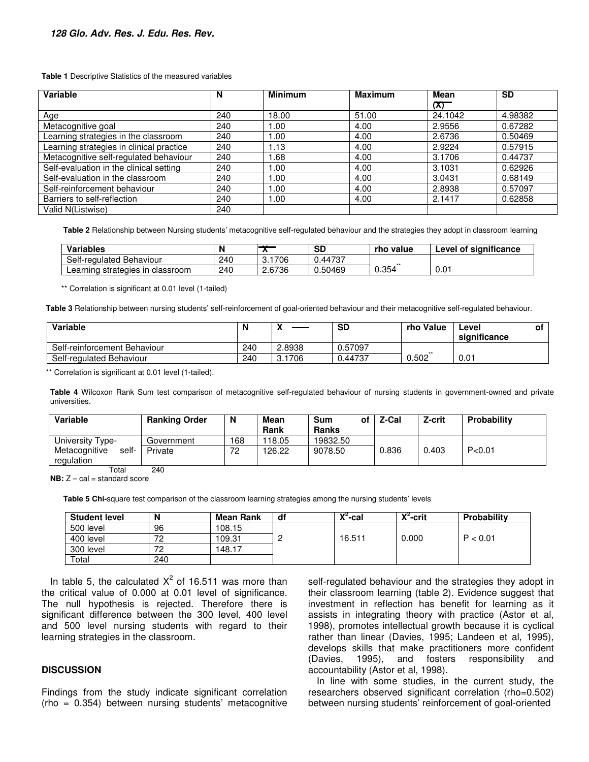**Table 1** Descriptive Statistics of the measured variables

| Variable | N | Minimum | Maximum | Mean ($\bar{X}$) | SD |
|---|---|---|---|---|---|
| Age | 240 | 18.00 | 51.00 | 24.1042 | 4.98382 |
| Metacognitive goal | 240 | 1.00 | 4.00 | 2.9556 | 0.67282 |
| Learning strategies in the classroom | 240 | 1.00 | 4.00 | 2.6736 | 0.50469 |
| Learning strategies in clinical practice | 240 | 1.13 | 4.00 | 2.9224 | 0.57915 |
| Metacognitive self-regulated behaviour | 240 | 1.68 | 4.00 | 3.1706 | 0.44737 |
| Self-evaluation in the clinical setting | 240 | 1.00 | 4.00 | 3.1031 | 0.62926 |
| Self-evaluation in the classroom | 240 | 1.00 | 4.00 | 3.0431 | 0.68149 |
| Self-reinforcement behaviour | 240 | 1.00 | 4.00 | 2.8938 | 0.57097 |
| Barriers to self-reflection | 240 | 1.00 | 4.00 | 2.1417 | 0.62858 |
| Valid N(Listwise) | 240 | | | | |

**Table 2** Relationship between Nursing students' metacognitive self-regulated behaviour and the strategies they adopt in classroom learning

| Variables | N | $\bar{X}$ | SD | rho value | Level of significance |
|---|---|---|---|---|---|
| Self-regulated Behaviour | 240 | 3.1706 | 0.44737 | | |
| Learning strategies in classroom | 240 | 2.6736 | 0.50469 | 0.354** | 0.01 |

** Correlation is significant at 0.01 level (1-tailed)

**Table 3** Relationship between nursing students' self-reinforcement of goal-oriented behaviour and their metacognitive self-regulated behaviour.

| Variable | N | $\bar{X}$ | SD | rho Value | Level of significance |
|---|---|---|---|---|---|
| Self-reinforcement Behaviour | 240 | 2.8938 | 0.57097 | | |
| Self-regulated Behaviour | 240 | 3.1706 | 0.44737 | 0.502** | 0.01 |

** Correlation is significant at 0.01 level (1-tailed).

**Table 4** Wilcoxon Rank Sum test comparison of metacognitive self-regulated behaviour of nursing students in government-owned and private universities.

| Variable | Ranking Order | N | Mean Rank | Sum of Ranks | Z-Cal | Z-crit | Probability |
|---|---|---|---|---|---|---|---|
| University Type- | Government | 168 | 118.05 | 19832.50 | | | |
| Metacognitive self-regulation | Private | 72 | 126.22 | 9078.50 | 0.836 | 0.403 | P<0.01 |
| | Total | 240 | | | | | |

**NB:** Z – cal = standard score

**Table 5 Chi-**square test comparison of the classroom learning strategies among the nursing students' levels

| Student level | N | Mean Rank | df | $X^2$-cal | $X^2$-crit | Probability |
|---|---|---|---|---|---|---|
| 500 level | 96 | 108.15 | | | | |
| 400 level | 72 | 109.31 | 2 | 16.511 | 0.000 | P < 0.01 |
| 300 level | 72 | 148.17 | | | | |
| Total | 240 | | | | | |

In table 5, the calculated $X^2$ of 16.511 was more than the critical value of 0.000 at 0.01 level of significance. The null hypothesis is rejected. Therefore there is significant difference between the 300 level, 400 level and 500 level nursing students with regard to their learning strategies in the classroom.

## DISCUSSION

Findings from the study indicate significant correlation (rho = 0.354) between nursing students' metacognitive self-regulated behaviour and the strategies they adopt in their classroom learning (table 2). Evidence suggest that investment in reflection has benefit for learning as it assists in integrating theory with practice (Astor et al, 1998), promotes intellectual growth because it is cyclical rather than linear (Davies, 1995; Landeen et al, 1995), develops skills that make practitioners more confident (Davies, 1995), and fosters responsibility and accountability (Astor et al, 1998).

In line with some studies, in the current study, the researchers observed significant correlation (rho=0.502) between nursing students' reinforcement of goal-oriented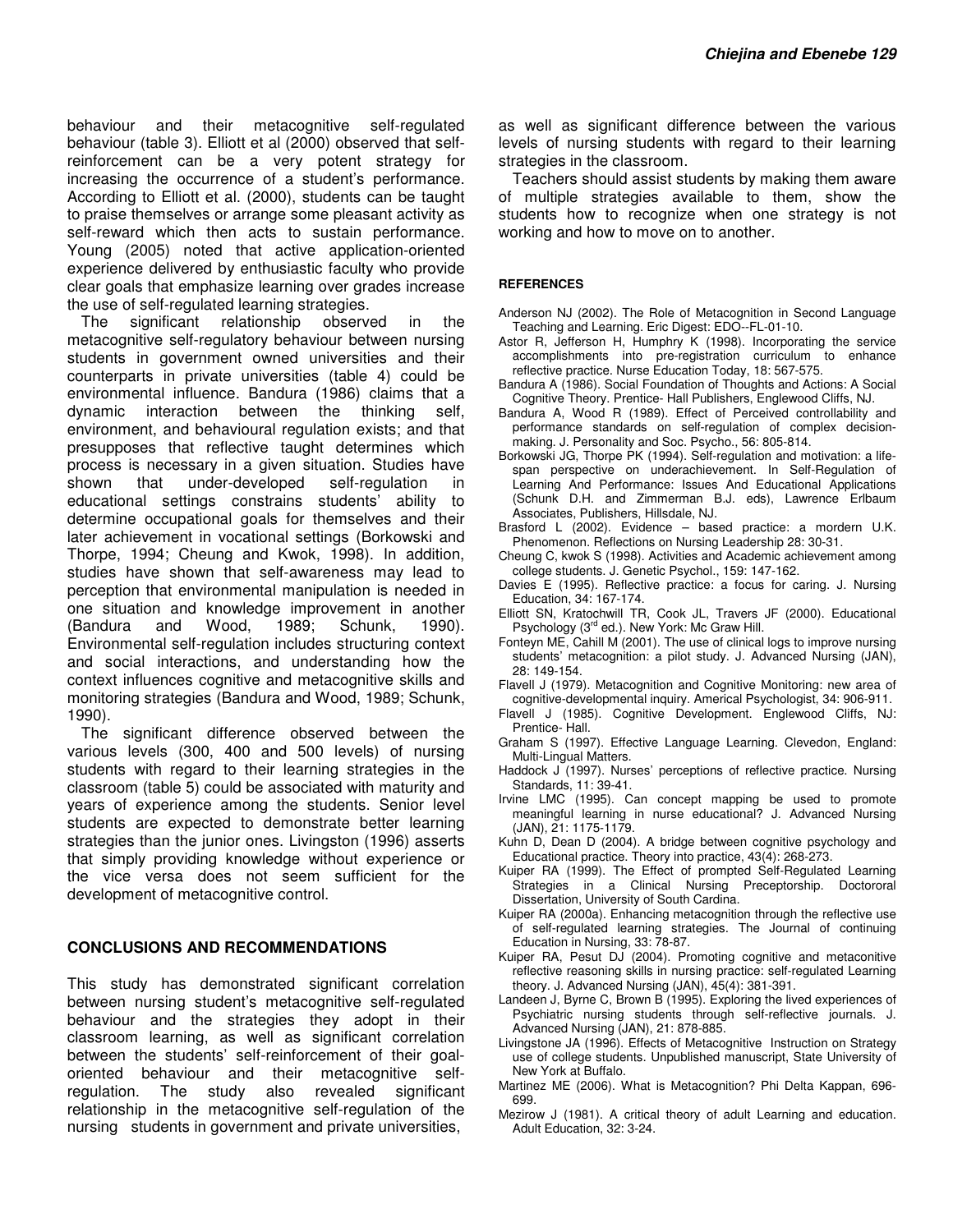behaviour and their metacognitive self-regulated behaviour (table 3). Elliott et al (2000) observed that self-reinforcement can be a very potent strategy for increasing the occurrence of a student's performance. According to Elliott et al. (2000), students can be taught to praise themselves or arrange some pleasant activity as self-reward which then acts to sustain performance. Young (2005) noted that active application-oriented experience delivered by enthusiastic faculty who provide clear goals that emphasize learning over grades increase the use of self-regulated learning strategies.

The significant relationship observed in the metacognitive self-regulatory behaviour between nursing students in government owned universities and their counterparts in private universities (table 4) could be environmental influence. Bandura (1986) claims that a dynamic interaction between the thinking self, environment, and behavioural regulation exists; and that presupposes that reflective taught determines which process is necessary in a given situation. Studies have shown that under-developed self-regulation in educational settings constrains students' ability to determine occupational goals for themselves and their later achievement in vocational settings (Borkowski and Thorpe, 1994; Cheung and Kwok, 1998). In addition, studies have shown that self-awareness may lead to perception that environmental manipulation is needed in one situation and knowledge improvement in another (Bandura and Wood, 1989; Schunk, 1990). Environmental self-regulation includes structuring context and social interactions, and understanding how the context influences cognitive and metacognitive skills and monitoring strategies (Bandura and Wood, 1989; Schunk, 1990).

The significant difference observed between the various levels (300, 400 and 500 levels) of nursing students with regard to their learning strategies in the classroom (table 5) could be associated with maturity and years of experience among the students. Senior level students are expected to demonstrate better learning strategies than the junior ones. Livingston (1996) asserts that simply providing knowledge without experience or the vice versa does not seem sufficient for the development of metacognitive control.

## CONCLUSIONS AND RECOMMENDATIONS

This study has demonstrated significant correlation between nursing student's metacognitive self-regulated behaviour and the strategies they adopt in their classroom learning, as well as significant correlation between the students' self-reinforcement of their goal-oriented behaviour and their metacognitive self-regulation. The study also revealed significant relationship in the metacognitive self-regulation of the nursing students in government and private universities, as well as significant difference between the various levels of nursing students with regard to their learning strategies in the classroom.

Teachers should assist students by making them aware of multiple strategies available to them, show the students how to recognize when one strategy is not working and how to move on to another.

### REFERENCES

Anderson NJ (2002). The Role of Metacognition in Second Language Teaching and Learning. Eric Digest: EDO--FL-01-10.

Astor R, Jefferson H, Humphry K (1998). Incorporating the service accomplishments into pre-registration curriculum to enhance reflective practice. Nurse Education Today, 18: 567-575.

Bandura A (1986). Social Foundation of Thoughts and Actions: A Social Cognitive Theory. Prentice- Hall Publishers, Englewood Cliffs, NJ.

Bandura A, Wood R (1989). Effect of Perceived controllability and performance standards on self-regulation of complex decision-making. J. Personality and Soc. Psycho., 56: 805-814.

Borkowski JG, Thorpe PK (1994). Self-regulation and motivation: a life-span perspective on underachievement. In Self-Regulation of Learning And Performance: Issues And Educational Applications (Schunk D.H. and Zimmerman B.J. eds), Lawrence Erlbaum Associates, Publishers, Hillsdale, NJ.

Brasford L (2002). Evidence – based practice: a mordern U.K. Phenomenon. Reflections on Nursing Leadership 28: 30-31.

Cheung C, kwok S (1998). Activities and Academic achievement among college students. J. Genetic Psychol., 159: 147-162.

Davies E (1995). Reflective practice: a focus for caring. J. Nursing Education, 34: 167-174.

Elliott SN, Kratochwill TR, Cook JL, Travers JF (2000). Educational Psychology (3rd ed.). New York: Mc Graw Hill.

Fonteyn ME, Cahill M (2001). The use of clinical logs to improve nursing students' metacognition: a pilot study. J. Advanced Nursing (JAN), 28: 149-154.

Flavell J (1979). Metacognition and Cognitive Monitoring: new area of cognitive-developmental inquiry. Americal Psychologist, 34: 906-911.

Flavell J (1985). Cognitive Development. Englewood Cliffs, NJ: Prentice- Hall.

Graham S (1997). Effective Language Learning. Clevedon, England: Multi-Lingual Matters.

Haddock J (1997). Nurses' perceptions of reflective practice. Nursing Standards, 11: 39-41.

Irvine LMC (1995). Can concept mapping be used to promote meaningful learning in nurse educational? J. Advanced Nursing (JAN), 21: 1175-1179.

Kuhn D, Dean D (2004). A bridge between cognitive psychology and Educational practice. Theory into practice, 43(4): 268-273.

Kuiper RA (1999). The Effect of prompted Self-Regulated Learning Strategies in a Clinical Nursing Preceptorship. Doctororal Dissertation, University of South Cardina.

Kuiper RA (2000a). Enhancing metacognition through the reflective use of self-regulated learning strategies. The Journal of continuing Education in Nursing, 33: 78-87.

Kuiper RA, Pesut DJ (2004). Promoting cognitive and metaconitive reflective reasoning skills in nursing practice: self-regulated Learning theory. J. Advanced Nursing (JAN), 45(4): 381-391.

Landeen J, Byrne C, Brown B (1995). Exploring the lived experiences of Psychiatric nursing students through self-reflective journals. J. Advanced Nursing (JAN), 21: 878-885.

Livingstone JA (1996). Effects of Metacognitive Instruction on Strategy use of college students. Unpublished manuscript, State University of New York at Buffalo.

Martinez ME (2006). What is Metacognition? Phi Delta Kappan, 696-699.

Mezirow J (1981). A critical theory of adult Learning and education. Adult Education, 32: 3-24.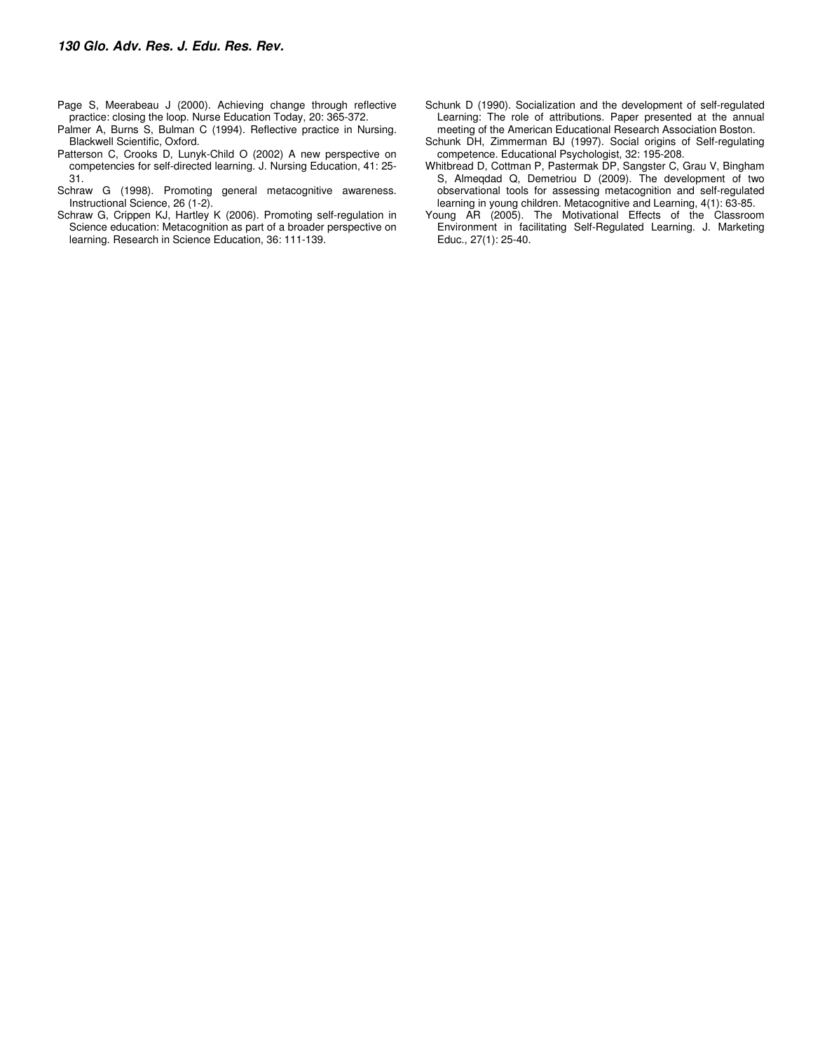Page S, Meerabeau J (2000). Achieving change through reflective practice: closing the loop. Nurse Education Today, 20: 365-372.

Palmer A, Burns S, Bulman C (1994). Reflective practice in Nursing. Blackwell Scientific, Oxford.

Patterson C, Crooks D, Lunyk-Child O (2002) A new perspective on competencies for self-directed learning. J. Nursing Education, 41: 25-31.

Schraw G (1998). Promoting general metacognitive awareness. Instructional Science, 26 (1-2).

Schraw G, Crippen KJ, Hartley K (2006). Promoting self-regulation in Science education: Metacognition as part of a broader perspective on learning. Research in Science Education, 36: 111-139.

Schunk D (1990). Socialization and the development of self-regulated Learning: The role of attributions. Paper presented at the annual meeting of the American Educational Research Association Boston.

Schunk DH, Zimmerman BJ (1997). Social origins of Self-regulating competence. Educational Psychologist, 32: 195-208.

Whitbread D, Cottman P, Pastermak DP, Sangster C, Grau V, Bingham S, Almeqdad Q, Demetriou D (2009). The development of two observational tools for assessing metacognition and self-regulated learning in young children. Metacognitive and Learning, 4(1): 63-85.

Young AR (2005). The Motivational Effects of the Classroom Environment in facilitating Self-Regulated Learning. J. Marketing Educ., 27(1): 25-40.